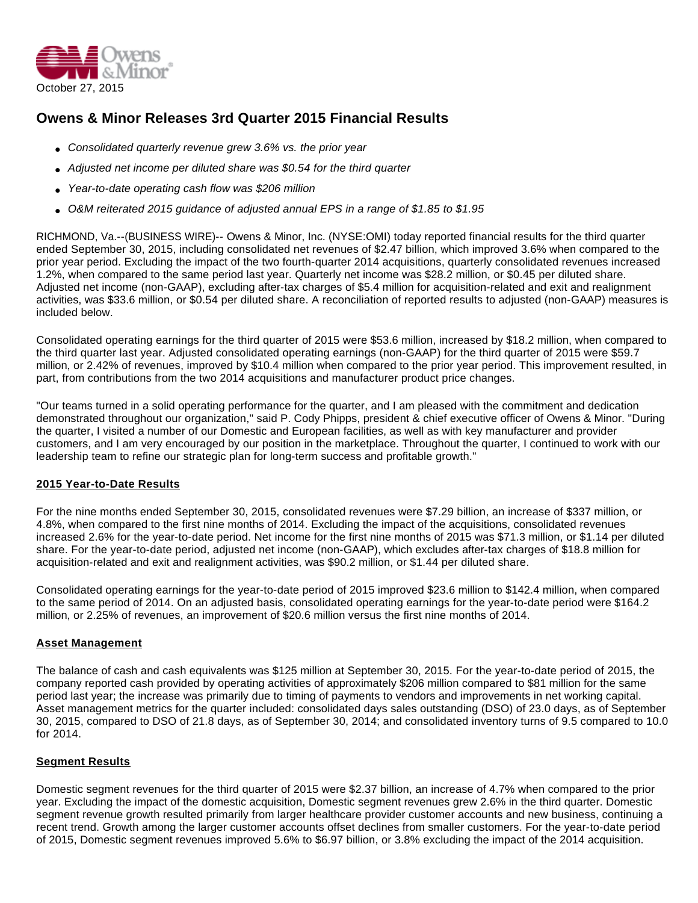October 27, 2015

# Owens & Minor Releases 3rd Quarter 2015 Financial Results

- *Consolidated quarterly revenue grew 3.6% vs. the prior year*
- *Adjusted net income per diluted share was $0.54 for the third quarter*
- *Year-to-date operating cash flow was $206 million*
- *O&M reiterated 2015 guidance of adjusted annual EPS in a range of $1.85 to $1.95*

RICHMOND, Va.--(BUSINESS WIRE)-- Owens & Minor, Inc. (NYSE:OMI) today reported financial results for the third quarter ended September 30, 2015, including consolidated net revenues of $2.47 billion, which improved 3.6% when compared to the prior year period. Excluding the impact of the two fourth-quarter 2014 acquisitions, quarterly consolidated revenues increased 1.2%, when compared to the same period last year. Quarterly net income was $28.2 million, or $0.45 per diluted share. Adjusted net income (non-GAAP), excluding after-tax charges of $5.4 million for acquisition-related and exit and realignment activities, was $33.6 million, or $0.54 per diluted share. A reconciliation of reported results to adjusted (non-GAAP) measures is included below.

Consolidated operating earnings for the third quarter of 2015 were $53.6 million, increased by $18.2 million, when compared to the third quarter last year. Adjusted consolidated operating earnings (non-GAAP) for the third quarter of 2015 were $59.7 million, or 2.42% of revenues, improved by $10.4 million when compared to the prior year period. This improvement resulted, in part, from contributions from the two 2014 acquisitions and manufacturer product price changes.

"Our teams turned in a solid operating performance for the quarter, and I am pleased with the commitment and dedication demonstrated throughout our organization," said P. Cody Phipps, president & chief executive officer of Owens & Minor. "During the quarter, I visited a number of our Domestic and European facilities, as well as with key manufacturer and provider customers, and I am very encouraged by our position in the marketplace. Throughout the quarter, I continued to work with our leadership team to refine our strategic plan for long-term success and profitable growth."

## 2015 Year-to-Date Results

For the nine months ended September 30, 2015, consolidated revenues were $7.29 billion, an increase of $337 million, or 4.8%, when compared to the first nine months of 2014. Excluding the impact of the acquisitions, consolidated revenues increased 2.6% for the year-to-date period. Net income for the first nine months of 2015 was $71.3 million, or $1.14 per diluted share. For the year-to-date period, adjusted net income (non-GAAP), which excludes after-tax charges of $18.8 million for acquisition-related and exit and realignment activities, was $90.2 million, or $1.44 per diluted share.

Consolidated operating earnings for the year-to-date period of 2015 improved $23.6 million to $142.4 million, when compared to the same period of 2014. On an adjusted basis, consolidated operating earnings for the year-to-date period were $164.2 million, or 2.25% of revenues, an improvement of $20.6 million versus the first nine months of 2014.

## Asset Management

The balance of cash and cash equivalents was $125 million at September 30, 2015. For the year-to-date period of 2015, the company reported cash provided by operating activities of approximately $206 million compared to $81 million for the same period last year; the increase was primarily due to timing of payments to vendors and improvements in net working capital. Asset management metrics for the quarter included: consolidated days sales outstanding (DSO) of 23.0 days, as of September 30, 2015, compared to DSO of 21.8 days, as of September 30, 2014; and consolidated inventory turns of 9.5 compared to 10.0 for 2014.

## Segment Results

Domestic segment revenues for the third quarter of 2015 were $2.37 billion, an increase of 4.7% when compared to the prior year. Excluding the impact of the domestic acquisition, Domestic segment revenues grew 2.6% in the third quarter. Domestic segment revenue growth resulted primarily from larger healthcare provider customer accounts and new business, continuing a recent trend. Growth among the larger customer accounts offset declines from smaller customers. For the year-to-date period of 2015, Domestic segment revenues improved 5.6% to $6.97 billion, or 3.8% excluding the impact of the 2014 acquisition.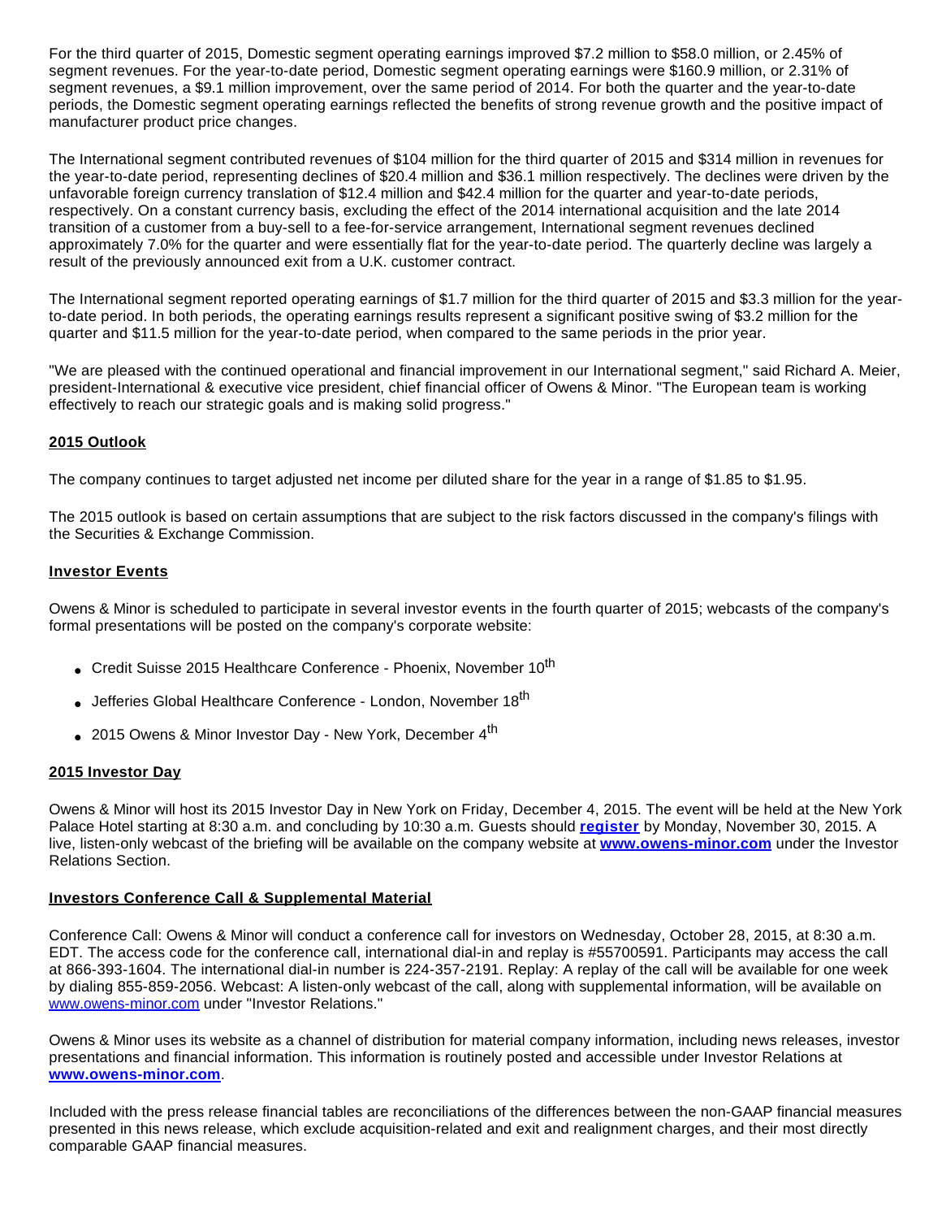For the third quarter of 2015, Domestic segment operating earnings improved $7.2 million to $58.0 million, or 2.45% of segment revenues. For the year-to-date period, Domestic segment operating earnings were $160.9 million, or 2.31% of segment revenues, a $9.1 million improvement, over the same period of 2014. For both the quarter and the year-to-date periods, the Domestic segment operating earnings reflected the benefits of strong revenue growth and the positive impact of manufacturer product price changes.

The International segment contributed revenues of $104 million for the third quarter of 2015 and $314 million in revenues for the year-to-date period, representing declines of $20.4 million and $36.1 million respectively. The declines were driven by the unfavorable foreign currency translation of $12.4 million and $42.4 million for the quarter and year-to-date periods, respectively. On a constant currency basis, excluding the effect of the 2014 international acquisition and the late 2014 transition of a customer from a buy-sell to a fee-for-service arrangement, International segment revenues declined approximately 7.0% for the quarter and were essentially flat for the year-to-date period. The quarterly decline was largely a result of the previously announced exit from a U.K. customer contract.

The International segment reported operating earnings of $1.7 million for the third quarter of 2015 and $3.3 million for the year-to-date period. In both periods, the operating earnings results represent a significant positive swing of $3.2 million for the quarter and $11.5 million for the year-to-date period, when compared to the same periods in the prior year.

"We are pleased with the continued operational and financial improvement in our International segment," said Richard A. Meier, president-International & executive vice president, chief financial officer of Owens & Minor. "The European team is working effectively to reach our strategic goals and is making solid progress."

## 2015 Outlook

The company continues to target adjusted net income per diluted share for the year in a range of $1.85 to $1.95.

The 2015 outlook is based on certain assumptions that are subject to the risk factors discussed in the company's filings with the Securities & Exchange Commission.

## Investor Events

Owens & Minor is scheduled to participate in several investor events in the fourth quarter of 2015; webcasts of the company's formal presentations will be posted on the company's corporate website:

- Credit Suisse 2015 Healthcare Conference - Phoenix, November 10th
- Jefferies Global Healthcare Conference - London, November 18th
- 2015 Owens & Minor Investor Day - New York, December 4th

## 2015 Investor Day

Owens & Minor will host its 2015 Investor Day in New York on Friday, December 4, 2015. The event will be held at the New York Palace Hotel starting at 8:30 a.m. and concluding by 10:30 a.m. Guests should **register** by Monday, November 30, 2015. A live, listen-only webcast of the briefing will be available on the company website at **www.owens-minor.com** under the Investor Relations Section.

## Investors Conference Call & Supplemental Material

Conference Call: Owens & Minor will conduct a conference call for investors on Wednesday, October 28, 2015, at 8:30 a.m. EDT. The access code for the conference call, international dial-in and replay is #55700591. Participants may access the call at 866-393-1604. The international dial-in number is 224-357-2191. Replay: A replay of the call will be available for one week by dialing 855-859-2056. Webcast: A listen-only webcast of the call, along with supplemental information, will be available on www.owens-minor.com under "Investor Relations."

Owens & Minor uses its website as a channel of distribution for material company information, including news releases, investor presentations and financial information. This information is routinely posted and accessible under Investor Relations at **www.owens-minor.com**.

Included with the press release financial tables are reconciliations of the differences between the non-GAAP financial measures presented in this news release, which exclude acquisition-related and exit and realignment charges, and their most directly comparable GAAP financial measures.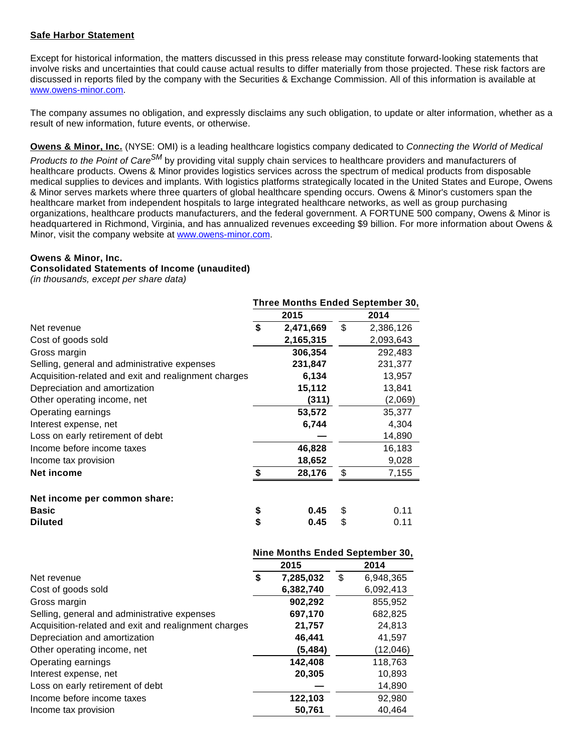**Safe Harbor Statement**

Except for historical information, the matters discussed in this press release may constitute forward-looking statements that involve risks and uncertainties that could cause actual results to differ materially from those projected. These risk factors are discussed in reports filed by the company with the Securities & Exchange Commission. All of this information is available at www.owens-minor.com.

The company assumes no obligation, and expressly disclaims any such obligation, to update or alter information, whether as a result of new information, future events, or otherwise.

**Owens & Minor, Inc.** (NYSE: OMI) is a leading healthcare logistics company dedicated to *Connecting the World of Medical Products to the Point of Care*[SM] by providing vital supply chain services to healthcare providers and manufacturers of healthcare products. Owens & Minor provides logistics services across the spectrum of medical products from disposable medical supplies to devices and implants. With logistics platforms strategically located in the United States and Europe, Owens & Minor serves markets where three quarters of global healthcare spending occurs. Owens & Minor's customers span the healthcare market from independent hospitals to large integrated healthcare networks, as well as group purchasing organizations, healthcare products manufacturers, and the federal government. A FORTUNE 500 company, Owens & Minor is headquartered in Richmond, Virginia, and has annualized revenues exceeding $9 billion. For more information about Owens & Minor, visit the company website at www.owens-minor.com.

**Owens & Minor, Inc.**
**Consolidated Statements of Income (unaudited)**
*(in thousands, except per share data)*

| | Three Months Ended September 30, | |
|---|---|---|
| | 2015 | 2014 |
| Net revenue | $ 2,471,669 | $ 2,386,126 |
| Cost of goods sold | 2,165,315 | 2,093,643 |
| Gross margin | 306,354 | 292,483 |
| Selling, general and administrative expenses | 231,847 | 231,377 |
| Acquisition-related and exit and realignment charges | 6,134 | 13,957 |
| Depreciation and amortization | 15,112 | 13,841 |
| Other operating income, net | (311) | (2,069) |
| Operating earnings | 53,572 | 35,377 |
| Interest expense, net | 6,744 | 4,304 |
| Loss on early retirement of debt | — | 14,890 |
| Income before income taxes | 46,828 | 16,183 |
| Income tax provision | 18,652 | 9,028 |
| **Net income** | $ 28,176 | $ 7,155 |
| **Net income per common share:** | | |
| **Basic** | $ 0.45 | $ 0.11 |
| **Diluted** | $ 0.45 | $ 0.11 |

| | Nine Months Ended September 30, | |
|---|---|---|
| | 2015 | 2014 |
| Net revenue | $ 7,285,032 | $ 6,948,365 |
| Cost of goods sold | 6,382,740 | 6,092,413 |
| Gross margin | 902,292 | 855,952 |
| Selling, general and administrative expenses | 697,170 | 682,825 |
| Acquisition-related and exit and realignment charges | 21,757 | 24,813 |
| Depreciation and amortization | 46,441 | 41,597 |
| Other operating income, net | (5,484) | (12,046) |
| Operating earnings | 142,408 | 118,763 |
| Interest expense, net | 20,305 | 10,893 |
| Loss on early retirement of debt | — | 14,890 |
| Income before income taxes | 122,103 | 92,980 |
| Income tax provision | 50,761 | 40,464 |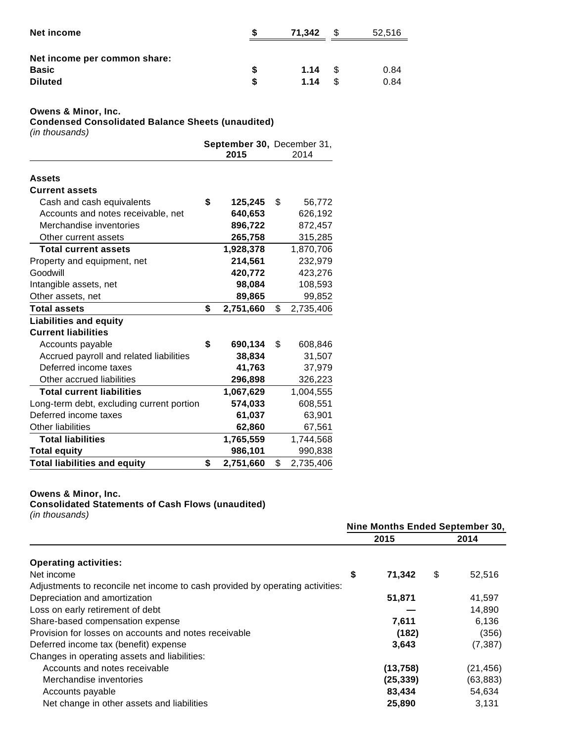| | | |
|---|---|---|
| **Net income** | **$ 71,342** | $ 52,516 |
| | | |
| **Net income per common share:** | | |
| **Basic** | **$ 1.14** | $ 0.84 |
| **Diluted** | **$ 1.14** | $ 0.84 |

**Owens & Minor, Inc.**
**Condensed Consolidated Balance Sheets (unaudited)**
*(in thousands)*

| | **September 30, 2015** | December 31, 2014 |
|---|---|---|
| **Assets** | | |
| **Current assets** | | |
| Cash and cash equivalents | **$ 125,245** | $ 56,772 |
| Accounts and notes receivable, net | **640,653** | 626,192 |
| Merchandise inventories | **896,722** | 872,457 |
| Other current assets | **265,758** | 315,285 |
| **Total current assets** | **1,928,378** | 1,870,706 |
| Property and equipment, net | **214,561** | 232,979 |
| Goodwill | **420,772** | 423,276 |
| Intangible assets, net | **98,084** | 108,593 |
| Other assets, net | **89,865** | 99,852 |
| **Total assets** | **$ 2,751,660** | $ 2,735,406 |
| **Liabilities and equity** | | |
| **Current liabilities** | | |
| Accounts payable | **$ 690,134** | $ 608,846 |
| Accrued payroll and related liabilities | **38,834** | 31,507 |
| Deferred income taxes | **41,763** | 37,979 |
| Other accrued liabilities | **296,898** | 326,223 |
| **Total current liabilities** | **1,067,629** | 1,004,555 |
| Long-term debt, excluding current portion | **574,033** | 608,551 |
| Deferred income taxes | **61,037** | 63,901 |
| Other liabilities | **62,860** | 67,561 |
| **Total liabilities** | **1,765,559** | 1,744,568 |
| **Total equity** | **986,101** | 990,838 |
| **Total liabilities and equity** | **$ 2,751,660** | $ 2,735,406 |

**Owens & Minor, Inc.**
**Consolidated Statements of Cash Flows (unaudited)**
*(in thousands)*

| | **Nine Months Ended September 30,** | |
|---|---|---|
| | **2015** | **2014** |
| **Operating activities:** | | |
| Net income | **$ 71,342** | $ 52,516 |
| Adjustments to reconcile net income to cash provided by operating activities: | | |
| Depreciation and amortization | **51,871** | 41,597 |
| Loss on early retirement of debt | **—** | 14,890 |
| Share-based compensation expense | **7,611** | 6,136 |
| Provision for losses on accounts and notes receivable | **(182)** | (356) |
| Deferred income tax (benefit) expense | **3,643** | (7,387) |
| Changes in operating assets and liabilities: | | |
| Accounts and notes receivable | **(13,758)** | (21,456) |
| Merchandise inventories | **(25,339)** | (63,883) |
| Accounts payable | **83,434** | 54,634 |
| Net change in other assets and liabilities | **25,890** | 3,131 |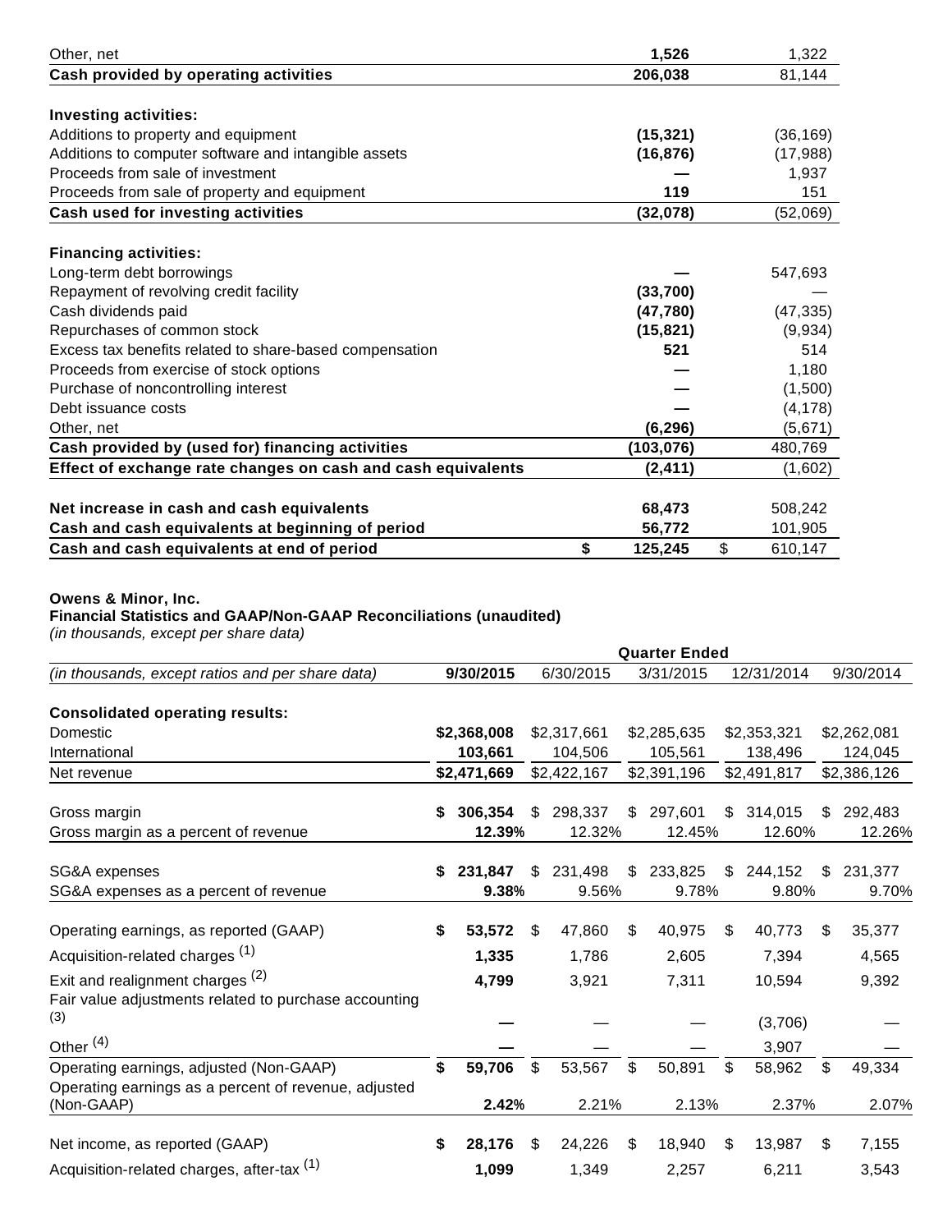| | | |
|---|---|---|
| Other, net | **1,526** | 1,322 |
| **Cash provided by operating activities** | **206,038** | 81,144 |
| | | |
| **Investing activities:** | | |
| Additions to property and equipment | **(15,321)** | (36,169) |
| Additions to computer software and intangible assets | **(16,876)** | (17,988) |
| Proceeds from sale of investment | **—** | 1,937 |
| Proceeds from sale of property and equipment | **119** | 151 |
| **Cash used for investing activities** | **(32,078)** | (52,069) |
| | | |
| **Financing activities:** | | |
| Long-term debt borrowings | **—** | 547,693 |
| Repayment of revolving credit facility | **(33,700)** | — |
| Cash dividends paid | **(47,780)** | (47,335) |
| Repurchases of common stock | **(15,821)** | (9,934) |
| Excess tax benefits related to share-based compensation | **521** | 514 |
| Proceeds from exercise of stock options | **—** | 1,180 |
| Purchase of noncontrolling interest | **—** | (1,500) |
| Debt issuance costs | **—** | (4,178) |
| Other, net | **(6,296)** | (5,671) |
| **Cash provided by (used for) financing activities** | **(103,076)** | 480,769 |
| **Effect of exchange rate changes on cash and cash equivalents** | **(2,411)** | (1,602) |
| | | |
| **Net increase in cash and cash equivalents** | **68,473** | 508,242 |
| **Cash and cash equivalents at beginning of period** | **56,772** | 101,905 |
| **Cash and cash equivalents at end of period** | **$ 125,245** | $ 610,147 |

**Owens & Minor, Inc.**
**Financial Statistics and GAAP/Non-GAAP Reconciliations (unaudited)**
*(in thousands, except per share data)*

| | Quarter Ended | | | | |
|---|---|---|---|---|---|
| *(in thousands, except ratios and per share data)* | **9/30/2015** | 6/30/2015 | 3/31/2015 | 12/31/2014 | 9/30/2014 |
| **Consolidated operating results:** | | | | | |
| Domestic | **$2,368,008** | $2,317,661 | $2,285,635 | $2,353,321 | $2,262,081 |
| International | **103,661** | 104,506 | 105,561 | 138,496 | 124,045 |
| Net revenue | **$2,471,669** | $2,422,167 | $2,391,196 | $2,491,817 | $2,386,126 |
| | | | | | |
| Gross margin | **$ 306,354** | $ 298,337 | $ 297,601 | $ 314,015 | $ 292,483 |
| Gross margin as a percent of revenue | **12.39%** | 12.32% | 12.45% | 12.60% | 12.26% |
| | | | | | |
| SG&A expenses | **$ 231,847** | $ 231,498 | $ 233,825 | $ 244,152 | $ 231,377 |
| SG&A expenses as a percent of revenue | **9.38%** | 9.56% | 9.78% | 9.80% | 9.70% |
| | | | | | |
| Operating earnings, as reported (GAAP) | **$ 53,572** | $ 47,860 | $ 40,975 | $ 40,773 | $ 35,377 |
| Acquisition-related charges [1] | **1,335** | 1,786 | 2,605 | 7,394 | 4,565 |
| Exit and realignment charges [2] | **4,799** | 3,921 | 7,311 | 10,594 | 9,392 |
| Fair value adjustments related to purchase accounting [3] | **—** | — | — | (3,706) | — |
| Other [4] | **—** | — | — | 3,907 | — |
| Operating earnings, adjusted (Non-GAAP) | **$ 59,706** | $ 53,567 | $ 50,891 | $ 58,962 | $ 49,334 |
| Operating earnings as a percent of revenue, adjusted (Non-GAAP) | **2.42%** | 2.21% | 2.13% | 2.37% | 2.07% |
| | | | | | |
| Net income, as reported (GAAP) | **$ 28,176** | $ 24,226 | $ 18,940 | $ 13,987 | $ 7,155 |
| Acquisition-related charges, after-tax [1] | **1,099** | 1,349 | 2,257 | 6,211 | 3,543 |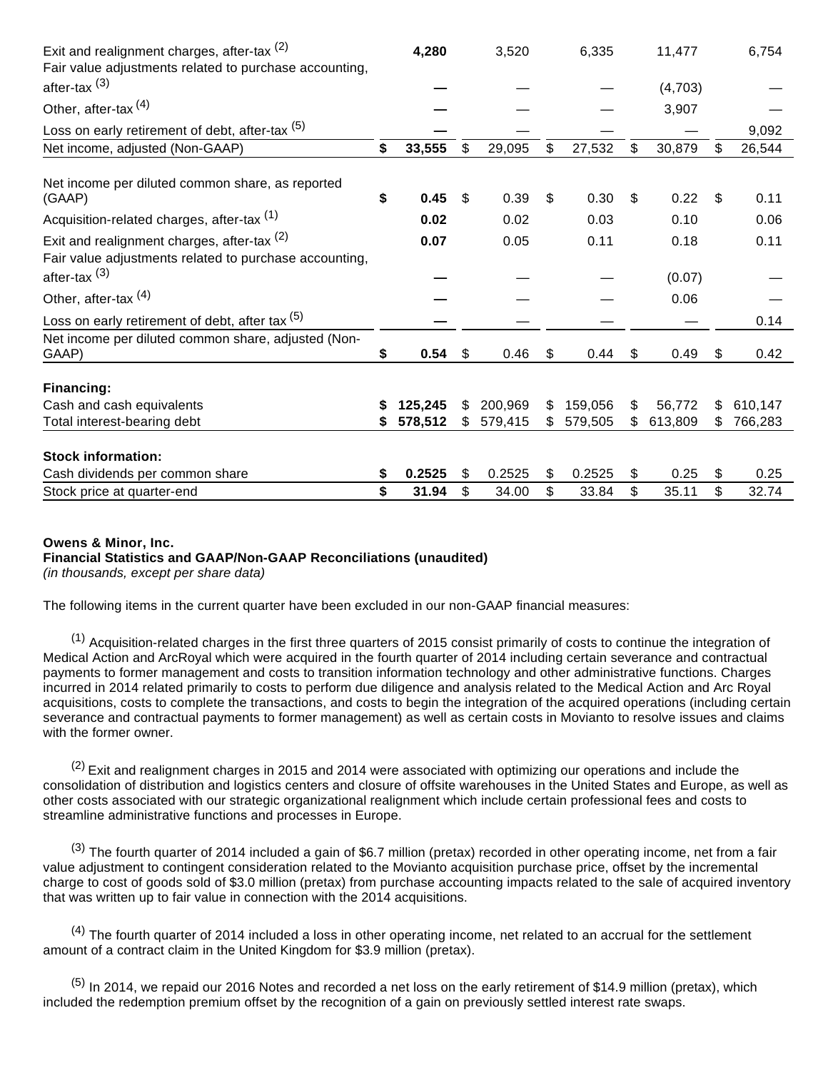| | | | | | |
|---|---|---|---|---|---|
| Exit and realignment charges, after-tax [(2)] | **4,280** | 3,520 | 6,335 | 11,477 | 6,754 |
| Fair value adjustments related to purchase accounting, after-tax [(3)] | **—** | — | — | (4,703) | — |
| Other, after-tax [(4)] | **—** | — | — | 3,907 | — |
| Loss on early retirement of debt, after-tax [(5)] | **—** | — | — | — | 9,092 |
| Net income, adjusted (Non-GAAP) | **$ 33,555** | $ 29,095 | $ 27,532 | $ 30,879 | $ 26,544 |
| | | | | | |
| Net income per diluted common share, as reported (GAAP) | **$ 0.45** | $ 0.39 | $ 0.30 | $ 0.22 | $ 0.11 |
| Acquisition-related charges, after-tax [(1)] | **0.02** | 0.02 | 0.03 | 0.10 | 0.06 |
| Exit and realignment charges, after-tax [(2)] | **0.07** | 0.05 | 0.11 | 0.18 | 0.11 |
| Fair value adjustments related to purchase accounting, after-tax [(3)] | **—** | — | — | (0.07) | — |
| Other, after-tax [(4)] | **—** | — | — | 0.06 | — |
| Loss on early retirement of debt, after tax [(5)] | **—** | — | — | — | 0.14 |
| Net income per diluted common share, adjusted (Non-GAAP) | **$ 0.54** | $ 0.46 | $ 0.44 | $ 0.49 | $ 0.42 |
| | | | | | |
| **Financing:** | | | | | |
| Cash and cash equivalents | **$ 125,245** | $ 200,969 | $ 159,056 | $ 56,772 | $ 610,147 |
| Total interest-bearing debt | **$ 578,512** | $ 579,415 | $ 579,505 | $ 613,809 | $ 766,283 |
| | | | | | |
| **Stock information:** | | | | | |
| Cash dividends per common share | **$ 0.2525** | $ 0.2525 | $ 0.2525 | $ 0.25 | $ 0.25 |
| Stock price at quarter-end | **$ 31.94** | $ 34.00 | $ 33.84 | $ 35.11 | $ 32.74 |

**Owens & Minor, Inc.**
**Financial Statistics and GAAP/Non-GAAP Reconciliations (unaudited)**
*(in thousands, except per share data)*

The following items in the current quarter have been excluded in our non-GAAP financial measures:

[(1)] Acquisition-related charges in the first three quarters of 2015 consist primarily of costs to continue the integration of Medical Action and ArcRoyal which were acquired in the fourth quarter of 2014 including certain severance and contractual payments to former management and costs to transition information technology and other administrative functions. Charges incurred in 2014 related primarily to costs to perform due diligence and analysis related to the Medical Action and Arc Royal acquisitions, costs to complete the transactions, and costs to begin the integration of the acquired operations (including certain severance and contractual payments to former management) as well as certain costs in Movianto to resolve issues and claims with the former owner.

[(2)] Exit and realignment charges in 2015 and 2014 were associated with optimizing our operations and include the consolidation of distribution and logistics centers and closure of offsite warehouses in the United States and Europe, as well as other costs associated with our strategic organizational realignment which include certain professional fees and costs to streamline administrative functions and processes in Europe.

[(3)] The fourth quarter of 2014 included a gain of $6.7 million (pretax) recorded in other operating income, net from a fair value adjustment to contingent consideration related to the Movianto acquisition purchase price, offset by the incremental charge to cost of goods sold of $3.0 million (pretax) from purchase accounting impacts related to the sale of acquired inventory that was written up to fair value in connection with the 2014 acquisitions.

[(4)] The fourth quarter of 2014 included a loss in other operating income, net related to an accrual for the settlement amount of a contract claim in the United Kingdom for $3.9 million (pretax).

[(5)] In 2014, we repaid our 2016 Notes and recorded a net loss on the early retirement of $14.9 million (pretax), which included the redemption premium offset by the recognition of a gain on previously settled interest rate swaps.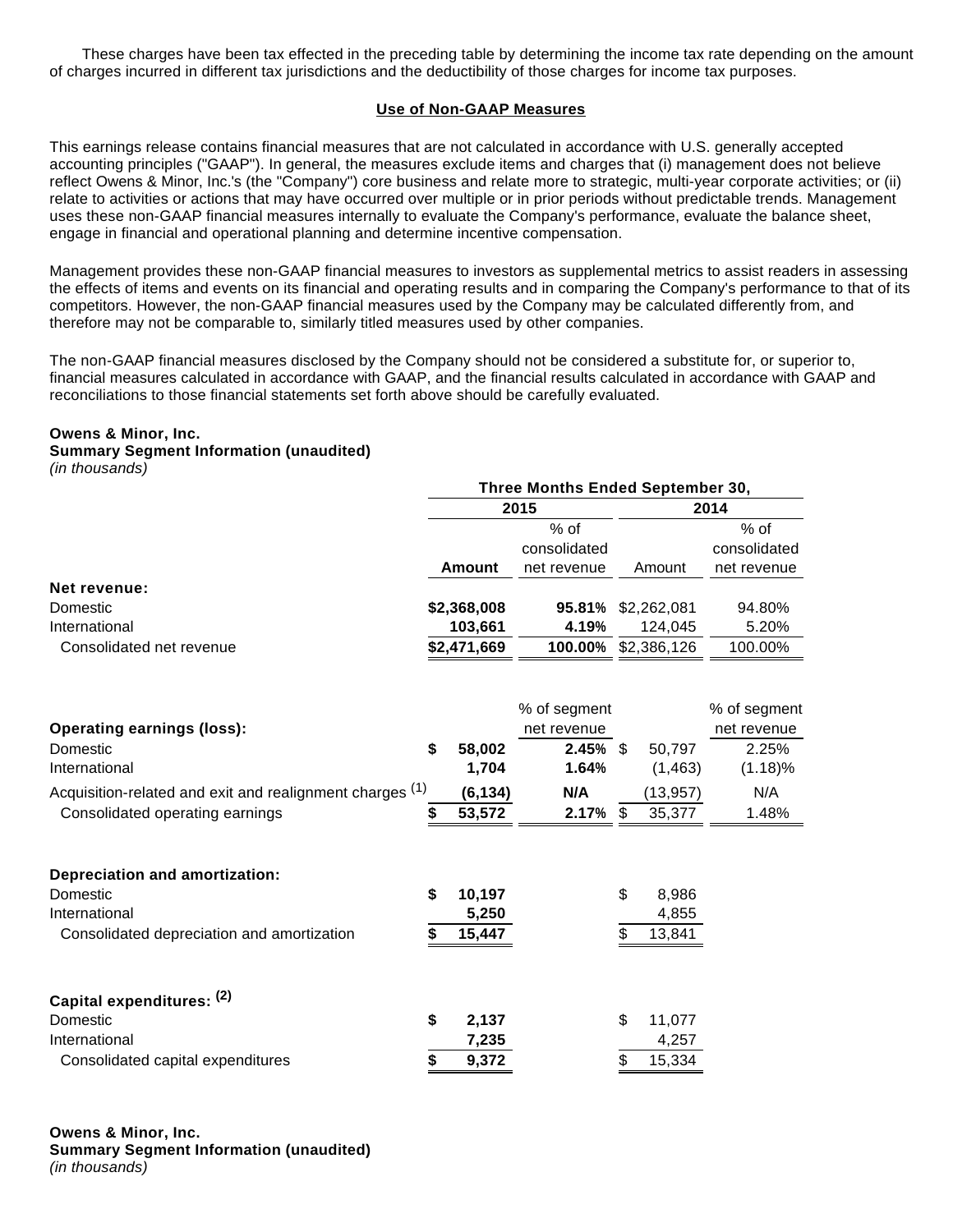These charges have been tax effected in the preceding table by determining the income tax rate depending on the amount of charges incurred in different tax jurisdictions and the deductibility of those charges for income tax purposes.

## Use of Non-GAAP Measures

This earnings release contains financial measures that are not calculated in accordance with U.S. generally accepted accounting principles ("GAAP"). In general, the measures exclude items and charges that (i) management does not believe reflect Owens & Minor, Inc.'s (the "Company") core business and relate more to strategic, multi-year corporate activities; or (ii) relate to activities or actions that may have occurred over multiple or in prior periods without predictable trends. Management uses these non-GAAP financial measures internally to evaluate the Company's performance, evaluate the balance sheet, engage in financial and operational planning and determine incentive compensation.

Management provides these non-GAAP financial measures to investors as supplemental metrics to assist readers in assessing the effects of items and events on its financial and operating results and in comparing the Company's performance to that of its competitors. However, the non-GAAP financial measures used by the Company may be calculated differently from, and therefore may not be comparable to, similarly titled measures used by other companies.

The non-GAAP financial measures disclosed by the Company should not be considered a substitute for, or superior to, financial measures calculated in accordance with GAAP, and the financial results calculated in accordance with GAAP and reconciliations to those financial statements set forth above should be carefully evaluated.

**Owens & Minor, Inc.**
**Summary Segment Information (unaudited)**
*(in thousands)*

| | Three Months Ended September 30, | | | |
|---|---|---|---|---|
| | 2015 | | 2014 | |
| | **Amount** | % of consolidated net revenue | Amount | % of consolidated net revenue |
| **Net revenue:** | | | | |
| Domestic | **$2,368,008** | **95.81%** | $2,262,081 | 94.80% |
| International | **103,661** | **4.19%** | 124,045 | 5.20% |
| Consolidated net revenue | **$2,471,669** | **100.00%** | $2,386,126 | 100.00% |
| | | % of segment net revenue | | % of segment net revenue |
| **Operating earnings (loss):** | | | | |
| Domestic | **$ 58,002** | **2.45%** | $ 50,797 | 2.25% |
| International | **1,704** | **1.64%** | (1,463) | (1.18)% |
| Acquisition-related and exit and realignment charges [1] | **(6,134)** | **N/A** | (13,957) | N/A |
| Consolidated operating earnings | **$ 53,572** | **2.17%** | $ 35,377 | 1.48% |
| **Depreciation and amortization:** | | | | |
| Domestic | **$ 10,197** | | $ 8,986 | |
| International | **5,250** | | 4,855 | |
| Consolidated depreciation and amortization | **$ 15,447** | | $ 13,841 | |
| **Capital expenditures: [2]** | | | | |
| Domestic | **$ 2,137** | | $ 11,077 | |
| International | **7,235** | | 4,257 | |
| Consolidated capital expenditures | **$ 9,372** | | $ 15,334 | |

**Owens & Minor, Inc.**
**Summary Segment Information (unaudited)**
*(in thousands)*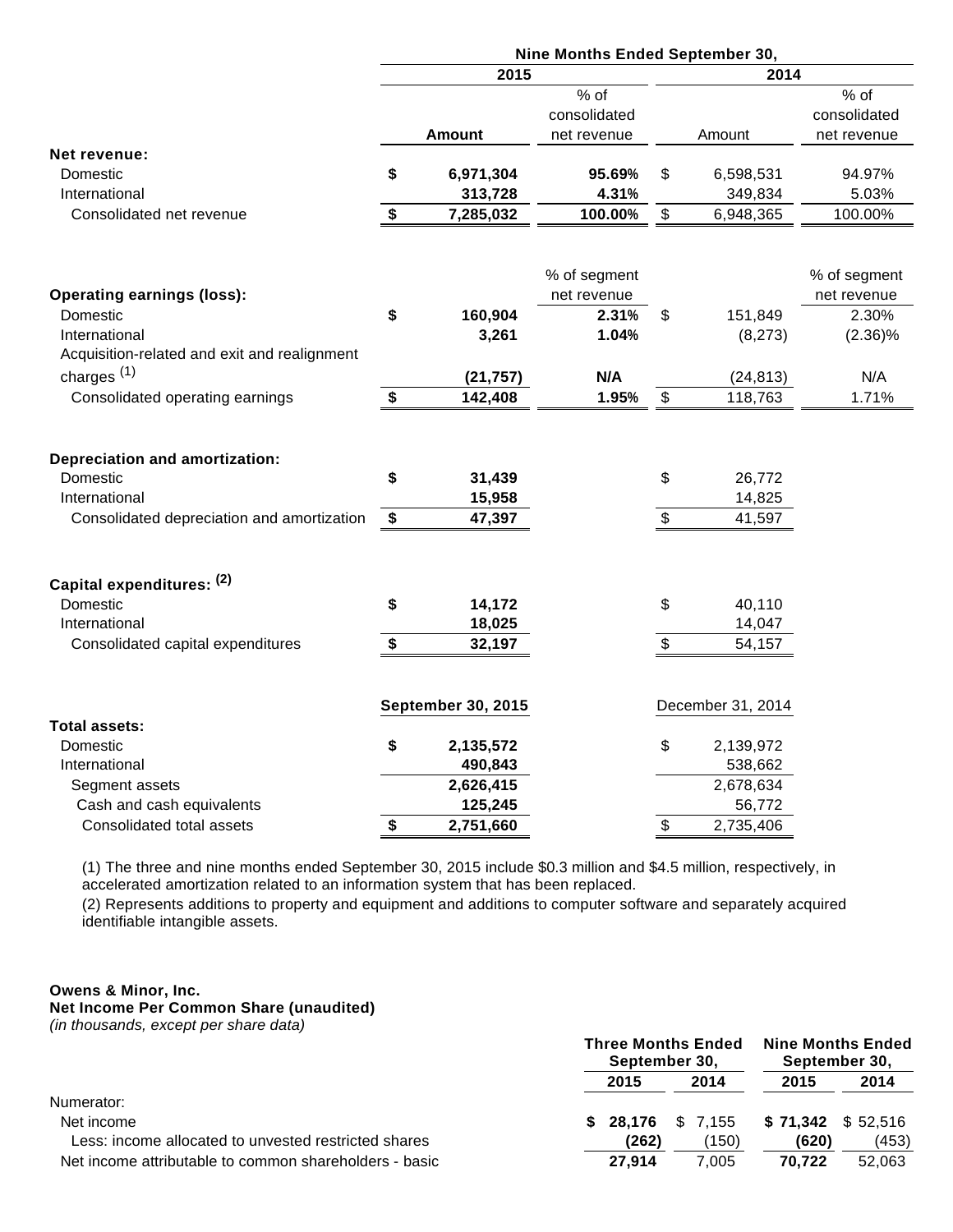| | Nine Months Ended September 30, | | | |
|---|---|---|---|---|
| | 2015 | | 2014 | |
| | Amount | % of consolidated net revenue | Amount | % of consolidated net revenue |
| **Net revenue:** | | | | |
| Domestic | $ 6,971,304 | 95.69% | $ 6,598,531 | 94.97% |
| International | 313,728 | 4.31% | 349,834 | 5.03% |
| Consolidated net revenue | $ 7,285,032 | 100.00% | $ 6,948,365 | 100.00% |
| | | % of segment net revenue | | % of segment net revenue |
| **Operating earnings (loss):** | | | | |
| Domestic | $ 160,904 | 2.31% | $ 151,849 | 2.30% |
| International | 3,261 | 1.04% | (8,273) | (2.36)% |
| Acquisition-related and exit and realignment charges [1] | (21,757) | N/A | (24,813) | N/A |
| Consolidated operating earnings | $ 142,408 | 1.95% | $ 118,763 | 1.71% |
| **Depreciation and amortization:** | | | | |
| Domestic | $ 31,439 | | $ 26,772 | |
| International | 15,958 | | 14,825 | |
| Consolidated depreciation and amortization | $ 47,397 | | $ 41,597 | |
| **Capital expenditures:** [2] | | | | |
| Domestic | $ 14,172 | | $ 40,110 | |
| International | 18,025 | | 14,047 | |
| Consolidated capital expenditures | $ 32,197 | | $ 54,157 | |
| | September 30, 2015 | | December 31, 2014 | |
| **Total assets:** | | | | |
| Domestic | $ 2,135,572 | | $ 2,139,972 | |
| International | 490,843 | | 538,662 | |
| Segment assets | 2,626,415 | | 2,678,634 | |
| Cash and cash equivalents | 125,245 | | 56,772 | |
| Consolidated total assets | $ 2,751,660 | | $ 2,735,406 | |

(1) The three and nine months ended September 30, 2015 include $0.3 million and $4.5 million, respectively, in accelerated amortization related to an information system that has been replaced.

(2) Represents additions to property and equipment and additions to computer software and separately acquired identifiable intangible assets.

**Owens & Minor, Inc.**
**Net Income Per Common Share (unaudited)**
*(in thousands, except per share data)*

| | Three Months Ended September 30, | | Nine Months Ended September 30, | |
|---|---|---|---|---|
| | 2015 | 2014 | 2015 | 2014 |
| Numerator: | | | | |
| Net income | $ 28,176 | $ 7,155 | $ 71,342 | $ 52,516 |
| Less: income allocated to unvested restricted shares | (262) | (150) | (620) | (453) |
| Net income attributable to common shareholders - basic | 27,914 | 7,005 | 70,722 | 52,063 |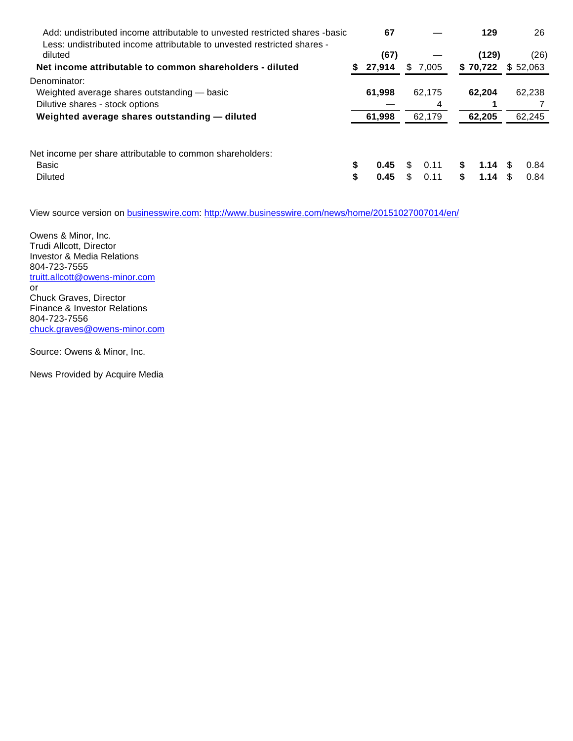| | | | | |
|---|---|---|---|---|
| Add: undistributed income attributable to unvested restricted shares -basic | **67** | — | **129** | 26 |
| Less: undistributed income attributable to unvested restricted shares - diluted | **(67)** | — | **(129)** | (26) |
| **Net income attributable to common shareholders - diluted** | **$ 27,914** | $ 7,005 | **$ 70,722** | $ 52,063 |
| Denominator: | | | | |
| Weighted average shares outstanding — basic | **61,998** | 62,175 | **62,204** | 62,238 |
| Dilutive shares - stock options | **—** | 4 | **1** | 7 |
| **Weighted average shares outstanding — diluted** | **61,998** | 62,179 | **62,205** | 62,245 |
| | | | | |
| Net income per share attributable to common shareholders: | | | | |
| Basic | **$ 0.45** | $ 0.11 | **$ 1.14** | $ 0.84 |
| Diluted | **$ 0.45** | $ 0.11 | **$ 1.14** | $ 0.84 |

View source version on businesswire.com: http://www.businesswire.com/news/home/20151027007014/en/

Owens & Minor, Inc.
Trudi Allcott, Director
Investor & Media Relations
804-723-7555
truitt.allcott@owens-minor.com
or
Chuck Graves, Director
Finance & Investor Relations
804-723-7556
chuck.graves@owens-minor.com

Source: Owens & Minor, Inc.

News Provided by Acquire Media